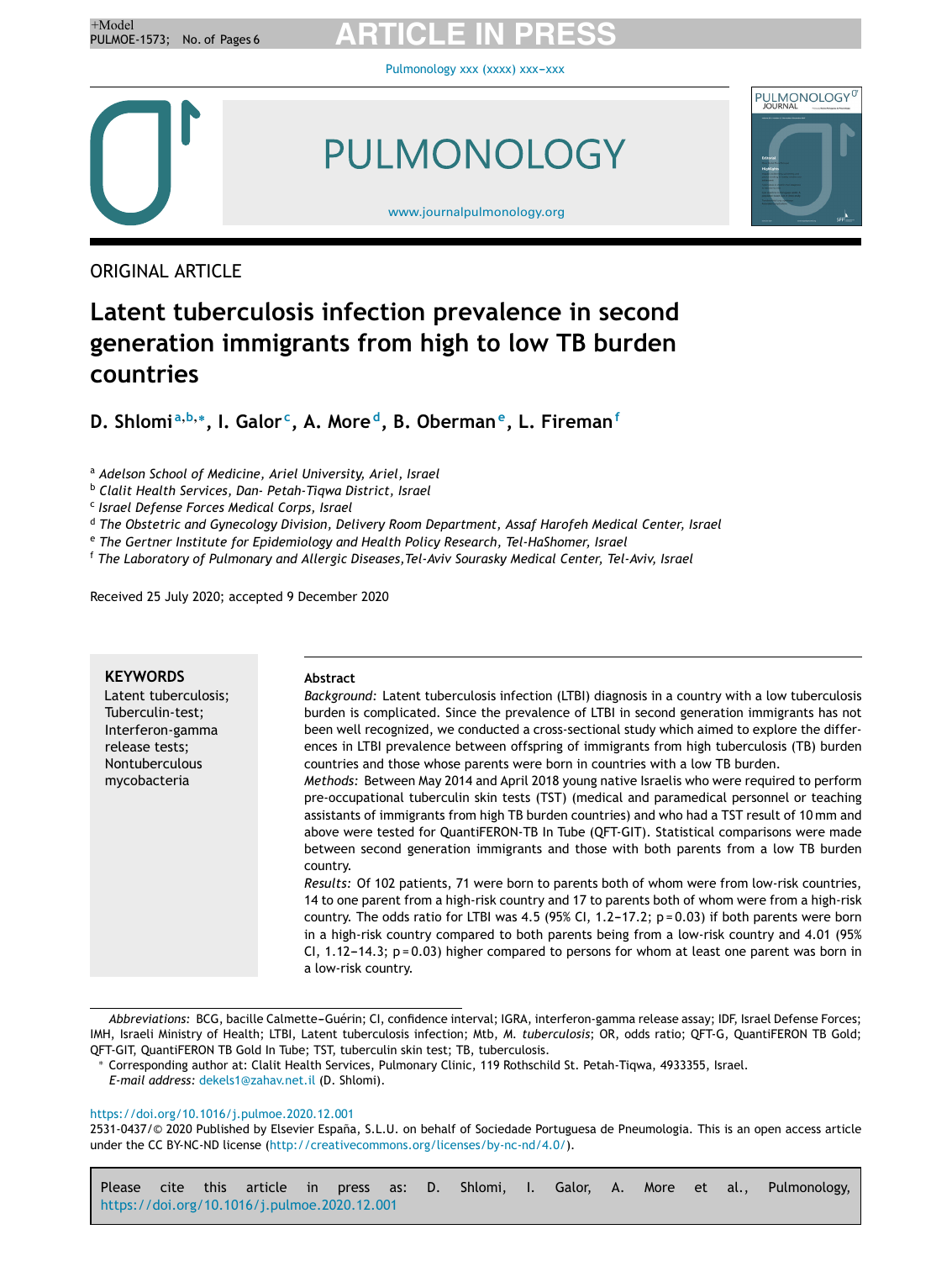ORIGINAL ARTICLE

# Latent tuberculosis infection prevalence in second generation immigrants from high to low TB burden countries

**D. Shlomi[a,b,*], I. Galor[c], A. More[d], B. Oberman[e], L. Fireman[f]**

[a] *Adelson School of Medicine, Ariel University, Ariel, Israel*
[b] *Clalit Health Services, Dan- Petah-Tiqwa District, Israel*
[c] *Israel Defense Forces Medical Corps, Israel*
[d] *The Obstetric and Gynecology Division, Delivery Room Department, Assaf Harofeh Medical Center, Israel*
[e] *The Gertner Institute for Epidemiology and Health Policy Research, Tel-HaShomer, Israel*
[f] *The Laboratory of Pulmonary and Allergic Diseases,Tel-Aviv Sourasky Medical Center, Tel-Aviv, Israel*

Received 25 July 2020; accepted 9 December 2020

**KEYWORDS**
Latent tuberculosis;
Tuberculin-test;
Interferon-gamma release tests;
Nontuberculous mycobacteria

**Abstract**

*Background:* Latent tuberculosis infection (LTBI) diagnosis in a country with a low tuberculosis burden is complicated. Since the prevalence of LTBI in second generation immigrants has not been well recognized, we conducted a cross-sectional study which aimed to explore the differences in LTBI prevalence between offspring of immigrants from high tuberculosis (TB) burden countries and those whose parents were born in countries with a low TB burden.

*Methods:* Between May 2014 and April 2018 young native Israelis who were required to perform pre-occupational tuberculin skin tests (TST) (medical and paramedical personnel or teaching assistants of immigrants from high TB burden countries) and who had a TST result of 10 mm and above were tested for QuantiFERON-TB In Tube (QFT-GIT). Statistical comparisons were made between second generation immigrants and those with both parents from a low TB burden country.

*Results:* Of 102 patients, 71 were born to parents both of whom were from low-risk countries, 14 to one parent from a high-risk country and 17 to parents both of whom were from a high-risk country. The odds ratio for LTBI was 4.5 (95% CI, 1.2–17.2; p = 0.03) if both parents were born in a high-risk country compared to both parents being from a low-risk country and 4.01 (95% CI, 1.12–14.3; p = 0.03) higher compared to persons for whom at least one parent was born in a low-risk country.

*Abbreviations:* BCG, bacille Calmette–Guérin; CI, confidence interval; IGRA, interferon-gamma release assay; IDF, Israel Defense Forces; IMH, Israeli Ministry of Health; LTBI, Latent tuberculosis infection; Mtb, *M. tuberculosis*; OR, odds ratio; QFT-G, QuantiFERON TB Gold; QFT-GIT, QuantiFERON TB Gold In Tube; TST, tuberculin skin test; TB, tuberculosis.

* Corresponding author at: Clalit Health Services, Pulmonary Clinic, 119 Rothschild St. Petah-Tiqwa, 4933355, Israel.
*E-mail address:* dekels1@zahav.net.il (D. Shlomi).

https://doi.org/10.1016/j.pulmoe.2020.12.001
2531-0437/© 2020 Published by Elsevier España, S.L.U. on behalf of Sociedade Portuguesa de Pneumologia. This is an open access article under the CC BY-NC-ND license (http://creativecommons.org/licenses/by-nc-nd/4.0/).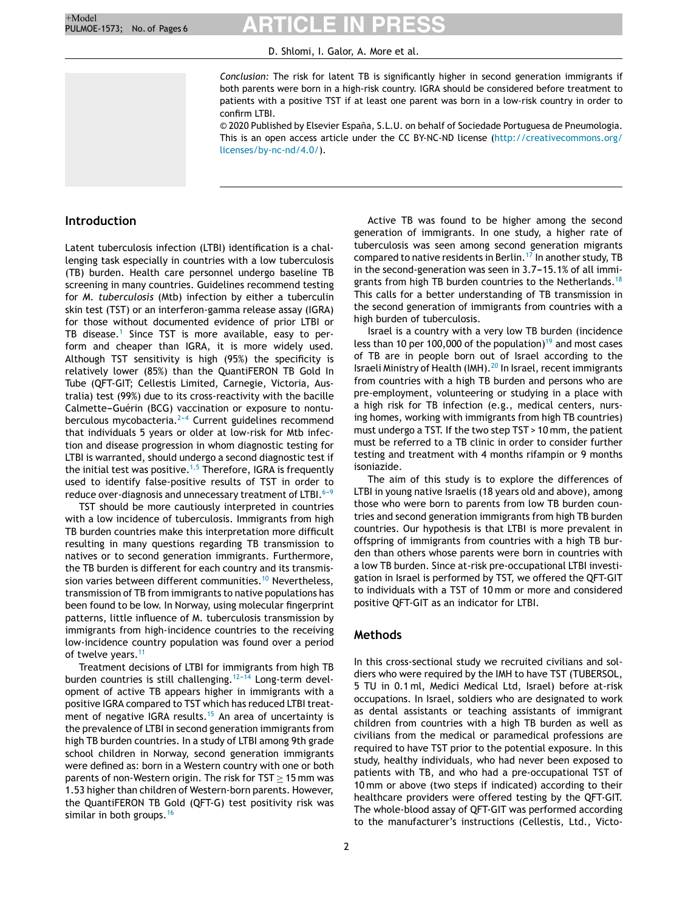*Conclusion:* The risk for latent TB is significantly higher in second generation immigrants if both parents were born in a high-risk country. IGRA should be considered before treatment to patients with a positive TST if at least one parent was born in a low-risk country in order to confirm LTBI.

© 2020 Published by Elsevier España, S.L.U. on behalf of Sociedade Portuguesa de Pneumologia. This is an open access article under the CC BY-NC-ND license (http://creativecommons.org/licenses/by-nc-nd/4.0/).

## Introduction

Latent tuberculosis infection (LTBI) identification is a challenging task especially in countries with a low tuberculosis (TB) burden. Health care personnel undergo baseline TB screening in many countries. Guidelines recommend testing for *M. tuberculosis* (Mtb) infection by either a tuberculin skin test (TST) or an interferon-gamma release assay (IGRA) for those without documented evidence of prior LTBI or TB disease.[1] Since TST is more available, easy to perform and cheaper than IGRA, it is more widely used. Although TST sensitivity is high (95%) the specificity is relatively lower (85%) than the QuantiFERON TB Gold In Tube (QFT-GIT; Cellestis Limited, Carnegie, Victoria, Australia) test (99%) due to its cross-reactivity with the bacille Calmette–Guérin (BCG) vaccination or exposure to nontuberculous mycobacteria.[2–4] Current guidelines recommend that individuals 5 years or older at low-risk for Mtb infection and disease progression in whom diagnostic testing for LTBI is warranted, should undergo a second diagnostic test if the initial test was positive.[1,5] Therefore, IGRA is frequently used to identify false-positive results of TST in order to reduce over-diagnosis and unnecessary treatment of LTBI.[6–9]

TST should be more cautiously interpreted in countries with a low incidence of tuberculosis. Immigrants from high TB burden countries make this interpretation more difficult resulting in many questions regarding TB transmission to natives or to second generation immigrants. Furthermore, the TB burden is different for each country and its transmission varies between different communities.[10] Nevertheless, transmission of TB from immigrants to native populations has been found to be low. In Norway, using molecular fingerprint patterns, little influence of M. tuberculosis transmission by immigrants from high-incidence countries to the receiving low-incidence country population was found over a period of twelve years.[11]

Treatment decisions of LTBI for immigrants from high TB burden countries is still challenging.[12–14] Long-term development of active TB appears higher in immigrants with a positive IGRA compared to TST which has reduced LTBI treatment of negative IGRA results.[15] An area of uncertainty is the prevalence of LTBI in second generation immigrants from high TB burden countries. In a study of LTBI among 9th grade school children in Norway, second generation immigrants were defined as: born in a Western country with one or both parents of non-Western origin. The risk for TST $\geq$ 15 mm was 1.53 higher than children of Western-born parents. However, the QuantiFERON TB Gold (QFT-G) test positivity risk was similar in both groups.[16]

Active TB was found to be higher among the second generation of immigrants. In one study, a higher rate of tuberculosis was seen among second generation migrants compared to native residents in Berlin.[17] In another study, TB in the second-generation was seen in 3.7–15.1% of all immigrants from high TB burden countries to the Netherlands.[18] This calls for a better understanding of TB transmission in the second generation of immigrants from countries with a high burden of tuberculosis.

Israel is a country with a very low TB burden (incidence less than 10 per 100,000 of the population)[19] and most cases of TB are in people born out of Israel according to the Israeli Ministry of Health (IMH).[20] In Israel, recent immigrants from countries with a high TB burden and persons who are pre-employment, volunteering or studying in a place with a high risk for TB infection (e.g., medical centers, nursing homes, working with immigrants from high TB countries) must undergo a TST. If the two step TST > 10 mm, the patient must be referred to a TB clinic in order to consider further testing and treatment with 4 months rifampin or 9 months isoniazide.

The aim of this study is to explore the differences of LTBI in young native Israelis (18 years old and above), among those who were born to parents from low TB burden countries and second generation immigrants from high TB burden countries. Our hypothesis is that LTBI is more prevalent in offspring of immigrants from countries with a high TB burden than others whose parents were born in countries with a low TB burden. Since at-risk pre-occupational LTBI investigation in Israel is performed by TST, we offered the QFT-GIT to individuals with a TST of 10 mm or more and considered positive QFT-GIT as an indicator for LTBI.

## Methods

In this cross-sectional study we recruited civilians and soldiers who were required by the IMH to have TST (TUBERSOL, 5 TU in 0.1 ml, Medici Medical Ltd, Israel) before at-risk occupations. In Israel, soldiers who are designated to work as dental assistants or teaching assistants of immigrant children from countries with a high TB burden as well as civilians from the medical or paramedical professions are required to have TST prior to the potential exposure. In this study, healthy individuals, who had never been exposed to patients with TB, and who had a pre-occupational TST of 10 mm or above (two steps if indicated) according to their healthcare providers were offered testing by the QFT-GIT. The whole-blood assay of QFT-GIT was performed according to the manufacturer's instructions (Cellestis, Ltd., Victo-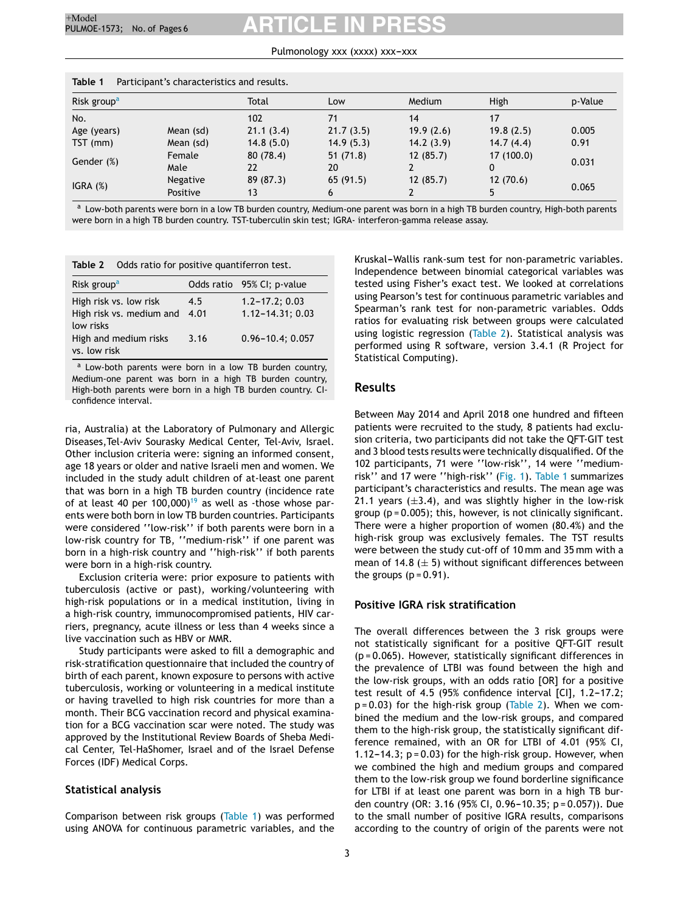**Table 1** Participant's characteristics and results.

| Risk group[a] | | Total | Low | Medium | High | p-Value |
|---|---|---|---|---|---|---|
| No. | | 102 | 71 | 14 | 17 | |
| Age (years) | Mean (sd) | 21.1 (3.4) | 21.7 (3.5) | 19.9 (2.6) | 19.8 (2.5) | 0.005 |
| TST (mm) | Mean (sd) | 14.8 (5.0) | 14.9 (5.3) | 14.2 (3.9) | 14.7 (4.4) | 0.91 |
| Gender (%) | Female | 80 (78.4) | 51 (71.8) | 12 (85.7) | 17 (100.0) | 0.031 |
| | Male | 22 | 20 | 2 | 0 | |
| IGRA (%) | Negative | 89 (87.3) | 65 (91.5) | 12 (85.7) | 12 (70.6) | 0.065 |
| | Positive | 13 | 6 | 2 | 5 | |

[a] Low-both parents were born in a low TB burden country, Medium-one parent was born in a high TB burden country, High-both parents were born in a high TB burden country. TST-tuberculin skin test; IGRA- interferon-gamma release assay.

**Table 2** Odds ratio for positive quantiferon test.

| Risk group[a] | Odds ratio | 95% CI; p-value |
|---|---|---|
| High risk vs. low risk | 4.5 | 1.2–17.2; 0.03 |
| High risk vs. medium and low risks | 4.01 | 1.12–14.31; 0.03 |
| High and medium risks vs. low risk | 3.16 | 0.96–10.4; 0.057 |

[a] Low-both parents were born in a low TB burden country, Medium-one parent was born in a high TB burden country, High-both parents were born in a high TB burden country. CI-confidence interval.

ria, Australia) at the Laboratory of Pulmonary and Allergic Diseases,Tel-Aviv Sourasky Medical Center, Tel-Aviv, Israel. Other inclusion criteria were: signing an informed consent, age 18 years or older and native Israeli men and women. We included in the study adult children of at-least one parent that was born in a high TB burden country (incidence rate of at least 40 per 100,000)[19] as well as -those whose parents were both born in low TB burden countries. Participants were considered ''low-risk'' if both parents were born in a low-risk country for TB, ''medium-risk'' if one parent was born in a high-risk country and ''high-risk'' if both parents were born in a high-risk country.

Exclusion criteria were: prior exposure to patients with tuberculosis (active or past), working/volunteering with high-risk populations or in a medical institution, living in a high-risk country, immunocompromised patients, HIV carriers, pregnancy, acute illness or less than 4 weeks since a live vaccination such as HBV or MMR.

Study participants were asked to fill a demographic and risk-stratification questionnaire that included the country of birth of each parent, known exposure to persons with active tuberculosis, working or volunteering in a medical institute or having travelled to high risk countries for more than a month. Their BCG vaccination record and physical examination for a BCG vaccination scar were noted. The study was approved by the Institutional Review Boards of Sheba Medical Center, Tel-HaShomer, Israel and of the Israel Defense Forces (IDF) Medical Corps.

### Statistical analysis

Comparison between risk groups (Table 1) was performed using ANOVA for continuous parametric variables, and the Kruskal–Wallis rank-sum test for non-parametric variables. Independence between binomial categorical variables was tested using Fisher's exact test. We looked at correlations using Pearson's test for continuous parametric variables and Spearman's rank test for non-parametric variables. Odds ratios for evaluating risk between groups were calculated using logistic regression (Table 2). Statistical analysis was performed using R software, version 3.4.1 (R Project for Statistical Computing).

## Results

Between May 2014 and April 2018 one hundred and fifteen patients were recruited to the study, 8 patients had exclusion criteria, two participants did not take the QFT-GIT test and 3 blood tests results were technically disqualified. Of the 102 participants, 71 were ''low-risk'', 14 were ''medium-risk'' and 17 were ''high-risk'' (Fig. 1). Table 1 summarizes participant's characteristics and results. The mean age was 21.1 years (±3.4), and was slightly higher in the low-risk group (p = 0.005); this, however, is not clinically significant. There were a higher proportion of women (80.4%) and the high-risk group was exclusively females. The TST results were between the study cut-off of 10 mm and 35 mm with a mean of 14.8 (± 5) without significant differences between the groups (p = 0.91).

### Positive IGRA risk stratification

The overall differences between the 3 risk groups were not statistically significant for a positive QFT-GIT result (p = 0.065). However, statistically significant differences in the prevalence of LTBI was found between the high and the low-risk groups, with an odds ratio [OR] for a positive test result of 4.5 (95% confidence interval [CI], 1.2–17.2; p = 0.03) for the high-risk group (Table 2). When we combined the medium and the low-risk groups, and compared them to the high-risk group, the statistically significant difference remained, with an OR for LTBI of 4.01 (95% CI, 1.12–14.3; p = 0.03) for the high-risk group. However, when we combined the high and medium groups and compared them to the low-risk group we found borderline significance for LTBI if at least one parent was born in a high TB burden country (OR: 3.16 (95% CI, 0.96–10.35; p = 0.057)). Due to the small number of positive IGRA results, comparisons according to the country of origin of the parents were not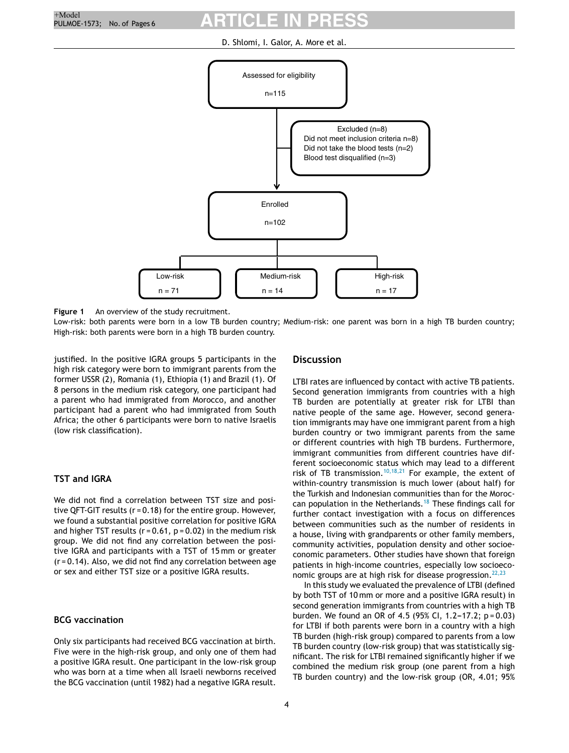Assessed for eligibility

n=115

Excluded (n=8)
Did not meet inclusion criteria n=8)
Did not take the blood tests (n=2)
Blood test disqualified (n=3)

Enrolled

n=102

Low-risk n = 71

Medium-risk n = 14

High-risk n = 17

**Figure 1** An overview of the study recruitment.
Low-risk: both parents were born in a low TB burden country; Medium-risk: one parent was born in a high TB burden country; High-risk: both parents were born in a high TB burden country.

justified. In the positive IGRA groups 5 participants in the high risk category were born to immigrant parents from the former USSR (2), Romania (1), Ethiopia (1) and Brazil (1). Of 8 persons in the medium risk category, one participant had a parent who had immigrated from Morocco, and another participant had a parent who had immigrated from South Africa; the other 6 participants were born to native Israelis (low risk classification).

## TST and IGRA

We did not find a correlation between TST size and positive QFT-GIT results (r = 0.18) for the entire group. However, we found a substantial positive correlation for positive IGRA and higher TST results (r = 0.61, p = 0.02) in the medium risk group. We did not find any correlation between the positive IGRA and participants with a TST of 15 mm or greater (r = 0.14). Also, we did not find any correlation between age or sex and either TST size or a positive IGRA results.

## BCG vaccination

Only six participants had received BCG vaccination at birth. Five were in the high-risk group, and only one of them had a positive IGRA result. One participant in the low-risk group who was born at a time when all Israeli newborns received the BCG vaccination (until 1982) had a negative IGRA result.

## Discussion

LTBI rates are influenced by contact with active TB patients. Second generation immigrants from countries with a high TB burden are potentially at greater risk for LTBI than native people of the same age. However, second generation immigrants may have one immigrant parent from a high burden country or two immigrant parents from the same or different countries with high TB burdens. Furthermore, immigrant communities from different countries have different socioeconomic status which may lead to a different risk of TB transmission.[10,18,21] For example, the extent of within-country transmission is much lower (about half) for the Turkish and Indonesian communities than for the Moroccan population in the Netherlands.[18] These findings call for further contact investigation with a focus on differences between communities such as the number of residents in a house, living with grandparents or other family members, community activities, population density and other socioeconomic parameters. Other studies have shown that foreign patients in high-income countries, especially low socioeconomic groups are at high risk for disease progression.[22,23]

In this study we evaluated the prevalence of LTBI (defined by both TST of 10 mm or more and a positive IGRA result) in second generation immigrants from countries with a high TB burden. We found an OR of 4.5 (95% CI, 1.2–17.2; p = 0.03) for LTBI if both parents were born in a country with a high TB burden (high-risk group) compared to parents from a low TB burden country (low-risk group) that was statistically significant. The risk for LTBI remained significantly higher if we combined the medium risk group (one parent from a high TB burden country) and the low-risk group (OR, 4.01; 95%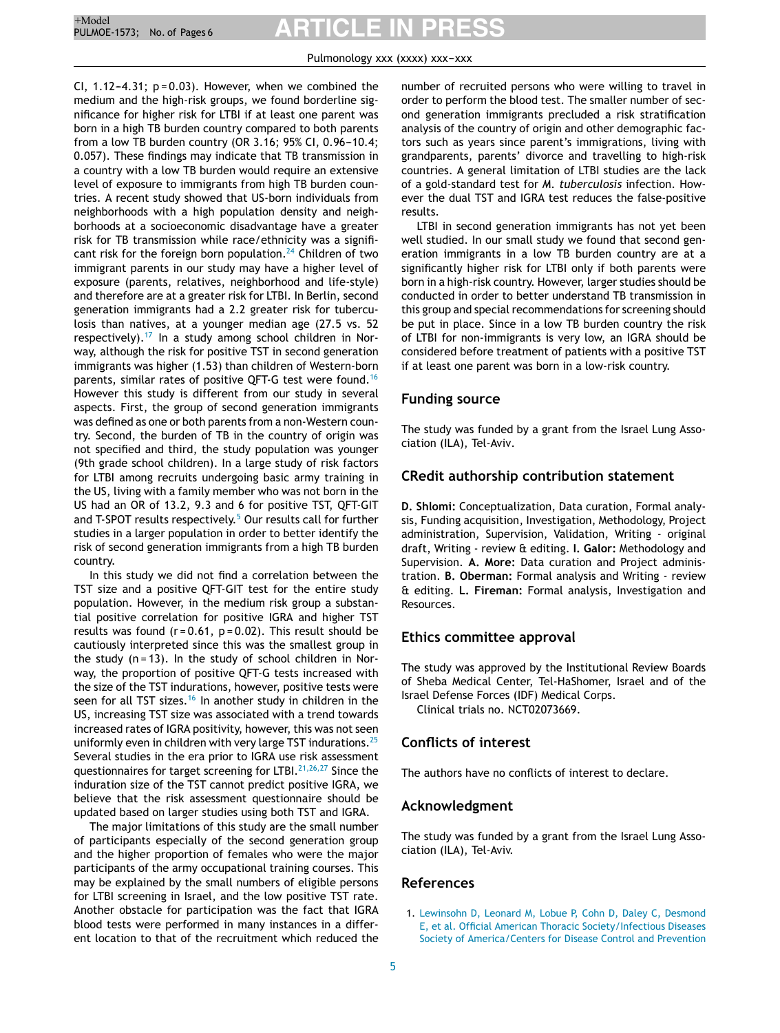CI, 1.12–4.31; p = 0.03). However, when we combined the medium and the high-risk groups, we found borderline significance for higher risk for LTBI if at least one parent was born in a high TB burden country compared to both parents from a low TB burden country (OR 3.16; 95% CI, 0.96–10.4; 0.057). These findings may indicate that TB transmission in a country with a low TB burden would require an extensive level of exposure to immigrants from high TB burden countries. A recent study showed that US-born individuals from neighborhoods with a high population density and neighborhoods at a socioeconomic disadvantage have a greater risk for TB transmission while race/ethnicity was a significant risk for the foreign born population.[24] Children of two immigrant parents in our study may have a higher level of exposure (parents, relatives, neighborhood and life-style) and therefore are at a greater risk for LTBI. In Berlin, second generation immigrants had a 2.2 greater risk for tuberculosis than natives, at a younger median age (27.5 vs. 52 respectively).[17] In a study among school children in Norway, although the risk for positive TST in second generation immigrants was higher (1.53) than children of Western-born parents, similar rates of positive QFT-G test were found.[16] However this study is different from our study in several aspects. First, the group of second generation immigrants was defined as one or both parents from a non-Western country. Second, the burden of TB in the country of origin was not specified and third, the study population was younger (9th grade school children). In a large study of risk factors for LTBI among recruits undergoing basic army training in the US, living with a family member who was not born in the US had an OR of 13.2, 9.3 and 6 for positive TST, QFT-GIT and T-SPOT results respectively.[5] Our results call for further studies in a larger population in order to better identify the risk of second generation immigrants from a high TB burden country.

In this study we did not find a correlation between the TST size and a positive QFT-GIT test for the entire study population. However, in the medium risk group a substantial positive correlation for positive IGRA and higher TST results was found (r = 0.61, p = 0.02). This result should be cautiously interpreted since this was the smallest group in the study (n = 13). In the study of school children in Norway, the proportion of positive QFT-G tests increased with the size of the TST indurations, however, positive tests were seen for all TST sizes.[16] In another study in children in the US, increasing TST size was associated with a trend towards increased rates of IGRA positivity, however, this was not seen uniformly even in children with very large TST indurations.[25] Several studies in the era prior to IGRA use risk assessment questionnaires for target screening for LTBI.[21,26,27] Since the induration size of the TST cannot predict positive IGRA, we believe that the risk assessment questionnaire should be updated based on larger studies using both TST and IGRA.

The major limitations of this study are the small number of participants especially of the second generation group and the higher proportion of females who were the major participants of the army occupational training courses. This may be explained by the small numbers of eligible persons for LTBI screening in Israel, and the low positive TST rate. Another obstacle for participation was the fact that IGRA blood tests were performed in many instances in a different location to that of the recruitment which reduced the number of recruited persons who were willing to travel in order to perform the blood test. The smaller number of second generation immigrants precluded a risk stratification analysis of the country of origin and other demographic factors such as years since parent's immigrations, living with grandparents, parents' divorce and travelling to high-risk countries. A general limitation of LTBI studies are the lack of a gold-standard test for *M. tuberculosis* infection. However the dual TST and IGRA test reduces the false-positive results.

LTBI in second generation immigrants has not yet been well studied. In our small study we found that second generation immigrants in a low TB burden country are at a significantly higher risk for LTBI only if both parents were born in a high-risk country. However, larger studies should be conducted in order to better understand TB transmission in this group and special recommendations for screening should be put in place. Since in a low TB burden country the risk of LTBI for non-immigrants is very low, an IGRA should be considered before treatment of patients with a positive TST if at least one parent was born in a low-risk country.

## Funding source

The study was funded by a grant from the Israel Lung Association (ILA), Tel-Aviv.

## CRedit authorship contribution statement

**D. Shlomi:** Conceptualization, Data curation, Formal analysis, Funding acquisition, Investigation, Methodology, Project administration, Supervision, Validation, Writing - original draft, Writing - review & editing. **I. Galor:** Methodology and Supervision. **A. More:** Data curation and Project administration. **B. Oberman:** Formal analysis and Writing - review & editing. **L. Fireman:** Formal analysis, Investigation and Resources.

## Ethics committee approval

The study was approved by the Institutional Review Boards of Sheba Medical Center, Tel-HaShomer, Israel and of the Israel Defense Forces (IDF) Medical Corps.

Clinical trials no. NCT02073669.

## Conflicts of interest

The authors have no conflicts of interest to declare.

## Acknowledgment

The study was funded by a grant from the Israel Lung Association (ILA), Tel-Aviv.

## References

1. Lewinsohn D, Leonard M, Lobue P, Cohn D, Daley C, Desmond E, et al. Official American Thoracic Society/Infectious Diseases Society of America/Centers for Disease Control and Prevention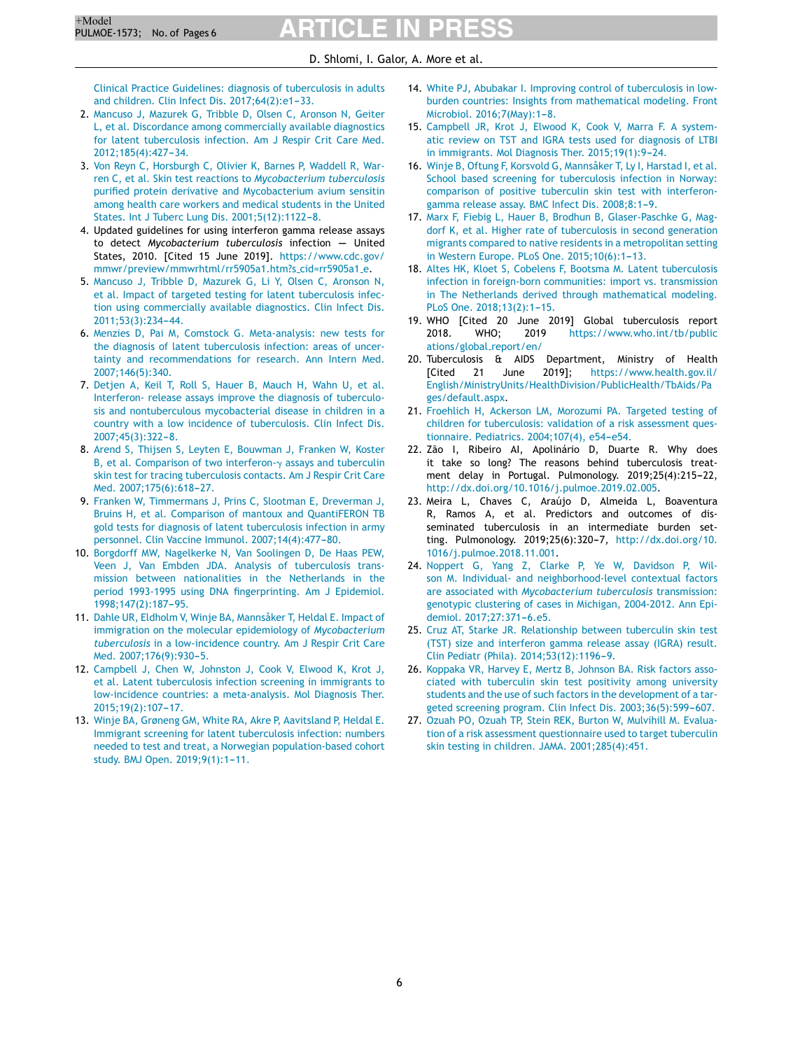Clinical Practice Guidelines: diagnosis of tuberculosis in adults and children. Clin Infect Dis. 2017;64(2):e1−33.

2. Mancuso J, Mazurek G, Tribble D, Olsen C, Aronson N, Geiter L, et al. Discordance among commercially available diagnostics for latent tuberculosis infection. Am J Respir Crit Care Med. 2012;185(4):427−34.
3. Von Reyn C, Horsburgh C, Olivier K, Barnes P, Waddell R, Warren C, et al. Skin test reactions to *Mycobacterium tuberculosis* purified protein derivative and Mycobacterium avium sensitin among health care workers and medical students in the United States. Int J Tuberc Lung Dis. 2001;5(12):1122−8.
4. Updated guidelines for using interferon gamma release assays to detect *Mycobacterium tuberculosis* infection — United States, 2010. [Cited 15 June 2019]. https://www.cdc.gov/mmwr/preview/mmwrhtml/rr5905a1.htm?s_cid=rr5905a1_e.
5. Mancuso J, Tribble D, Mazurek G, Li Y, Olsen C, Aronson N, et al. Impact of targeted testing for latent tuberculosis infection using commercially available diagnostics. Clin Infect Dis. 2011;53(3):234−44.
6. Menzies D, Pai M, Comstock G. Meta-analysis: new tests for the diagnosis of latent tuberculosis infection: areas of uncertainty and recommendations for research. Ann Intern Med. 2007;146(5):340.
7. Detjen A, Keil T, Roll S, Hauer B, Mauch H, Wahn U, et al. Interferon- release assays improve the diagnosis of tuberculosis and nontuberculous mycobacterial disease in children in a country with a low incidence of tuberculosis. Clin Infect Dis. 2007;45(3):322−8.
8. Arend S, Thijsen S, Leyten E, Bouwman J, Franken W, Koster B, et al. Comparison of two interferon-$\gamma$ assays and tuberculin skin test for tracing tuberculosis contacts. Am J Respir Crit Care Med. 2007;175(6):618−27.
9. Franken W, Timmermans J, Prins C, Slootman E, Dreverman J, Bruins H, et al. Comparison of mantoux and QuantiFERON TB gold tests for diagnosis of latent tuberculosis infection in army personnel. Clin Vaccine Immunol. 2007;14(4):477−80.
10. Borgdorff MW, Nagelkerke N, Van Soolingen D, De Haas PEW, Veen J, Van Embden JDA. Analysis of tuberculosis transmission between nationalities in the Netherlands in the period 1993-1995 using DNA fingerprinting. Am J Epidemiol. 1998;147(2):187−95.
11. Dahle UR, Eldholm V, Winje BA, Mannsåker T, Heldal E. Impact of immigration on the molecular epidemiology of *Mycobacterium tuberculosis* in a low-incidence country. Am J Respir Crit Care Med. 2007;176(9):930−5.
12. Campbell J, Chen W, Johnston J, Cook V, Elwood K, Krot J, et al. Latent tuberculosis infection screening in immigrants to low-incidence countries: a meta-analysis. Mol Diagnosis Ther. 2015;19(2):107−17.
13. Winje BA, Grøneng GM, White RA, Akre P, Aavitsland P, Heldal E. Immigrant screening for latent tuberculosis infection: numbers needed to test and treat, a Norwegian population-based cohort study. BMJ Open. 2019;9(1):1−11.
14. White PJ, Abubakar I. Improving control of tuberculosis in low-burden countries: Insights from mathematical modeling. Front Microbiol. 2016;7(May):1−8.
15. Campbell JR, Krot J, Elwood K, Cook V, Marra F. A systematic review on TST and IGRA tests used for diagnosis of LTBI in immigrants. Mol Diagnosis Ther. 2015;19(1):9−24.
16. Winje B, Oftung F, Korsvold G, Mannsåker T, Ly I, Harstad I, et al. School based screening for tuberculosis infection in Norway: comparison of positive tuberculin skin test with interferon-gamma release assay. BMC Infect Dis. 2008;8:1−9.
17. Marx F, Fiebig L, Hauer B, Brodhun B, Glaser-Paschke G, Magdorf K, et al. Higher rate of tuberculosis in second generation migrants compared to native residents in a metropolitan setting in Western Europe. PLoS One. 2015;10(6):1−13.
18. Altes HK, Kloet S, Cobelens F, Bootsma M. Latent tuberculosis infection in foreign-born communities: import vs. transmission in The Netherlands derived through mathematical modeling. PLoS One. 2018;13(2):1−15.
19. WHO [Cited 20 June 2019] Global tuberculosis report 2018. WHO; 2019 https://www.who.int/tb/publications/global_report/en/
20. Tuberculosis & AIDS Department, Ministry of Health [Cited 21 June 2019]; https://www.health.gov.il/English/MinistryUnits/HealthDivision/PublicHealth/TbAids/Pages/default.aspx.
21. Froehlich H, Ackerson LM, Morozumi PA. Targeted testing of children for tuberculosis: validation of a risk assessment questionnaire. Pediatrics. 2004;107(4), e54−e54.
22. Zão I, Ribeiro AI, Apolinário D, Duarte R. Why does it take so long? The reasons behind tuberculosis treatment delay in Portugal. Pulmonology. 2019;25(4):215−22, http://dx.doi.org/10.1016/j.pulmoe.2019.02.005.
23. Meira L, Chaves C, Araújo D, Almeida L, Boaventura R, Ramos A, et al. Predictors and outcomes of disseminated tuberculosis in an intermediate burden setting. Pulmonology. 2019;25(6):320−7, http://dx.doi.org/10.1016/j.pulmoe.2018.11.001.
24. Noppert G, Yang Z, Clarke P, Ye W, Davidson P, Wilson M. Individual- and neighborhood-level contextual factors are associated with *Mycobacterium tuberculosis* transmission: genotypic clustering of cases in Michigan, 2004-2012. Ann Epidemiol. 2017;27:371−6.e5.
25. Cruz AT, Starke JR. Relationship between tuberculin skin test (TST) size and interferon gamma release assay (IGRA) result. Clin Pediatr (Phila). 2014;53(12):1196−9.
26. Koppaka VR, Harvey E, Mertz B, Johnson BA. Risk factors associated with tuberculin skin test positivity among university students and the use of such factors in the development of a targeted screening program. Clin Infect Dis. 2003;36(5):599−607.
27. Ozuah PO, Ozuah TP, Stein REK, Burton W, Mulvihill M. Evaluation of a risk assessment questionnaire used to target tuberculin skin testing in children. JAMA. 2001;285(4):451.